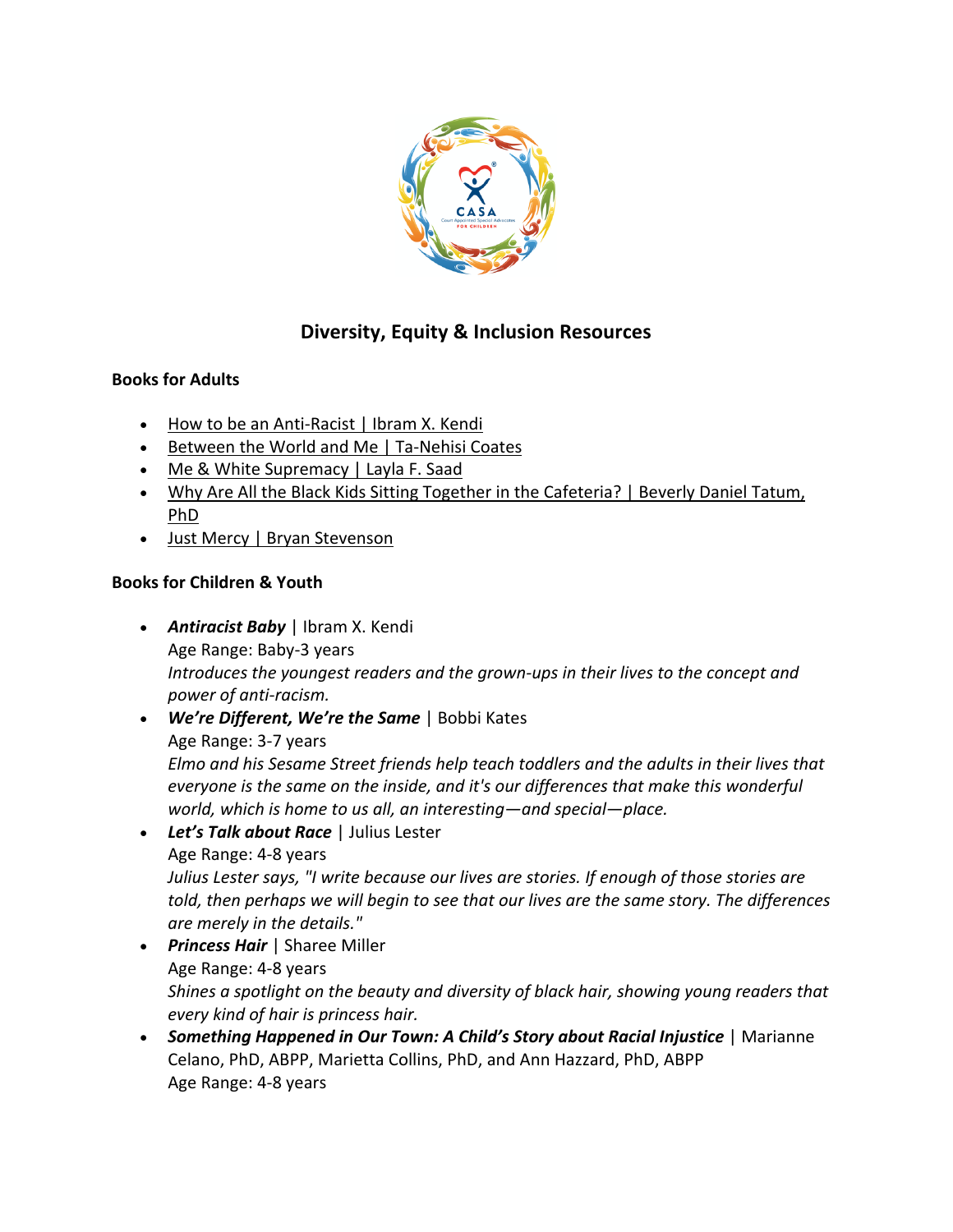# Diversity, Equity & Inclusion Resources

## Books for Adults

- How to be an Anti-Racist | Ibram X. Kendi
- Between the World and Me | Ta-Nehisi Coates
- Me & White Supremacy | Layla F. Saad
- Why Are All the Black Kids Sitting Together in the Cafeteria? | Beverly Daniel Tatum, PhD
- Just Mercy | Bryan Stevenson

## Books for Children & Youth

- ***Antiracist Baby*** | Ibram X. Kendi
  Age Range: Baby-3 years
  *Introduces the youngest readers and the grown-ups in their lives to the concept and power of anti-racism.*
- ***We're Different, We're the Same*** | Bobbi Kates
  Age Range: 3-7 years
  *Elmo and his Sesame Street friends help teach toddlers and the adults in their lives that everyone is the same on the inside, and it's our differences that make this wonderful world, which is home to us all, an interesting—and special—place.*
- ***Let's Talk about Race*** | Julius Lester
  Age Range: 4-8 years
  *Julius Lester says, "I write because our lives are stories. If enough of those stories are told, then perhaps we will begin to see that our lives are the same story. The differences are merely in the details."*
- ***Princess Hair*** | Sharee Miller
  Age Range: 4-8 years
  *Shines a spotlight on the beauty and diversity of black hair, showing young readers that every kind of hair is princess hair.*
- ***Something Happened in Our Town: A Child's Story about Racial Injustice*** | Marianne Celano, PhD, ABPP, Marietta Collins, PhD, and Ann Hazzard, PhD, ABPP
  Age Range: 4-8 years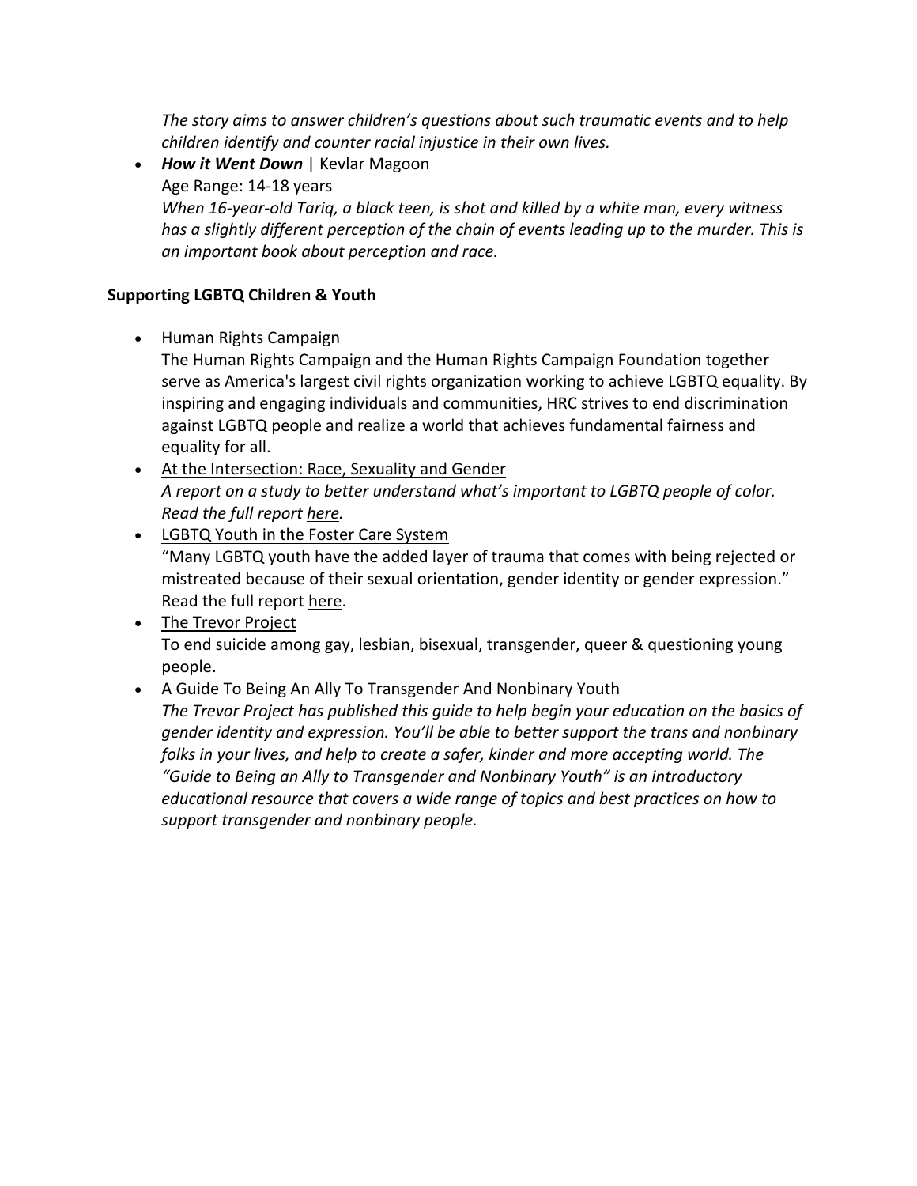*The story aims to answer children's questions about such traumatic events and to help children identify and counter racial injustice in their own lives.*

- ***How it Went Down*** | Kevlar Magoon
  Age Range: 14-18 years
  *When 16-year-old Tariq, a black teen, is shot and killed by a white man, every witness has a slightly different perception of the chain of events leading up to the murder. This is an important book about perception and race.*

**Supporting LGBTQ Children & Youth**

- Human Rights Campaign
  The Human Rights Campaign and the Human Rights Campaign Foundation together serve as America's largest civil rights organization working to achieve LGBTQ equality. By inspiring and engaging individuals and communities, HRC strives to end discrimination against LGBTQ people and realize a world that achieves fundamental fairness and equality for all.
- At the Intersection: Race, Sexuality and Gender
  *A report on a study to better understand what's important to LGBTQ people of color. Read the full report here.*
- LGBTQ Youth in the Foster Care System
  "Many LGBTQ youth have the added layer of trauma that comes with being rejected or mistreated because of their sexual orientation, gender identity or gender expression." Read the full report here.
- The Trevor Project
  To end suicide among gay, lesbian, bisexual, transgender, queer & questioning young people.
- A Guide To Being An Ally To Transgender And Nonbinary Youth
  *The Trevor Project has published this guide to help begin your education on the basics of gender identity and expression. You'll be able to better support the trans and nonbinary folks in your lives, and help to create a safer, kinder and more accepting world. The "Guide to Being an Ally to Transgender and Nonbinary Youth" is an introductory educational resource that covers a wide range of topics and best practices on how to support transgender and nonbinary people.*